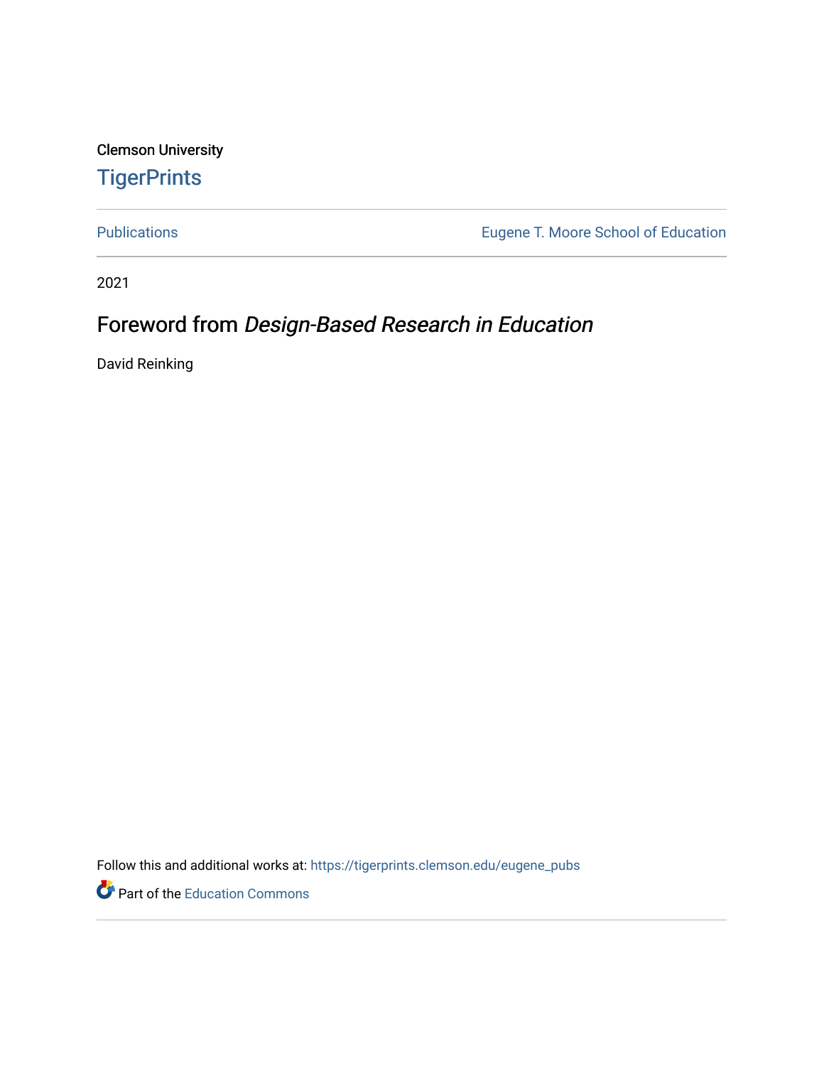Clemson University

# TigerPrints

Publications | Eugene T. Moore School of Education

2021

## Foreword from *Design-Based Research in Education*

David Reinking

Follow this and additional works at: https://tigerprints.clemson.edu/eugene_pubs

Part of the Education Commons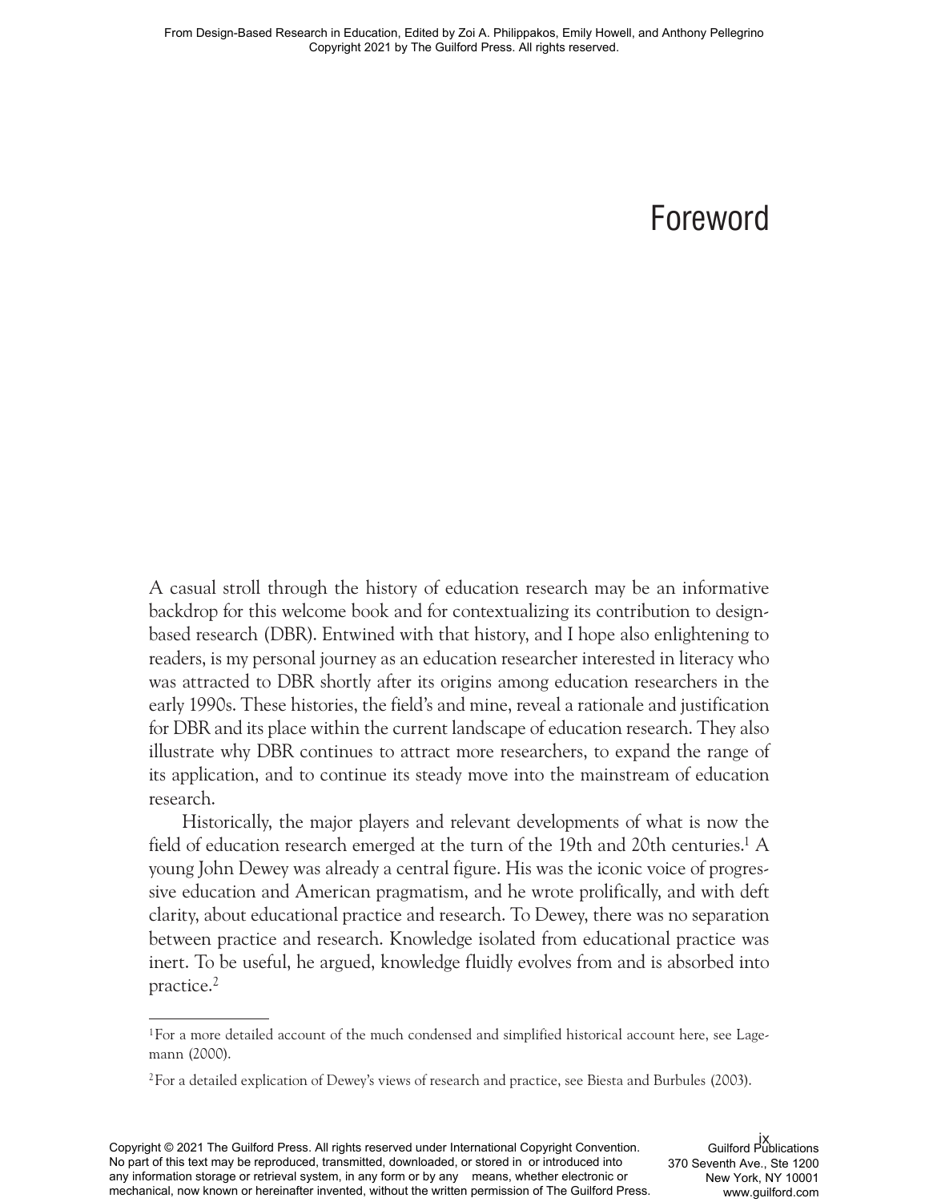# Foreword

A casual stroll through the history of education research may be an informative backdrop for this welcome book and for contextualizing its contribution to design-based research (DBR). Entwined with that history, and I hope also enlightening to readers, is my personal journey as an education researcher interested in literacy who was attracted to DBR shortly after its origins among education researchers in the early 1990s. These histories, the field's and mine, reveal a rationale and justification for DBR and its place within the current landscape of education research. They also illustrate why DBR continues to attract more researchers, to expand the range of its application, and to continue its steady move into the mainstream of education research.

Historically, the major players and relevant developments of what is now the field of education research emerged at the turn of the 19th and 20th centuries.[1] A young John Dewey was already a central figure. His was the iconic voice of progressive education and American pragmatism, and he wrote prolifically, and with deft clarity, about educational practice and research. To Dewey, there was no separation between practice and research. Knowledge isolated from educational practice was inert. To be useful, he argued, knowledge fluidly evolves from and is absorbed into practice.[2]

---

[1]For a more detailed account of the much condensed and simplified historical account here, see Lagemann (2000).

[2]For a detailed explication of Dewey's views of research and practice, see Biesta and Burbules (2003).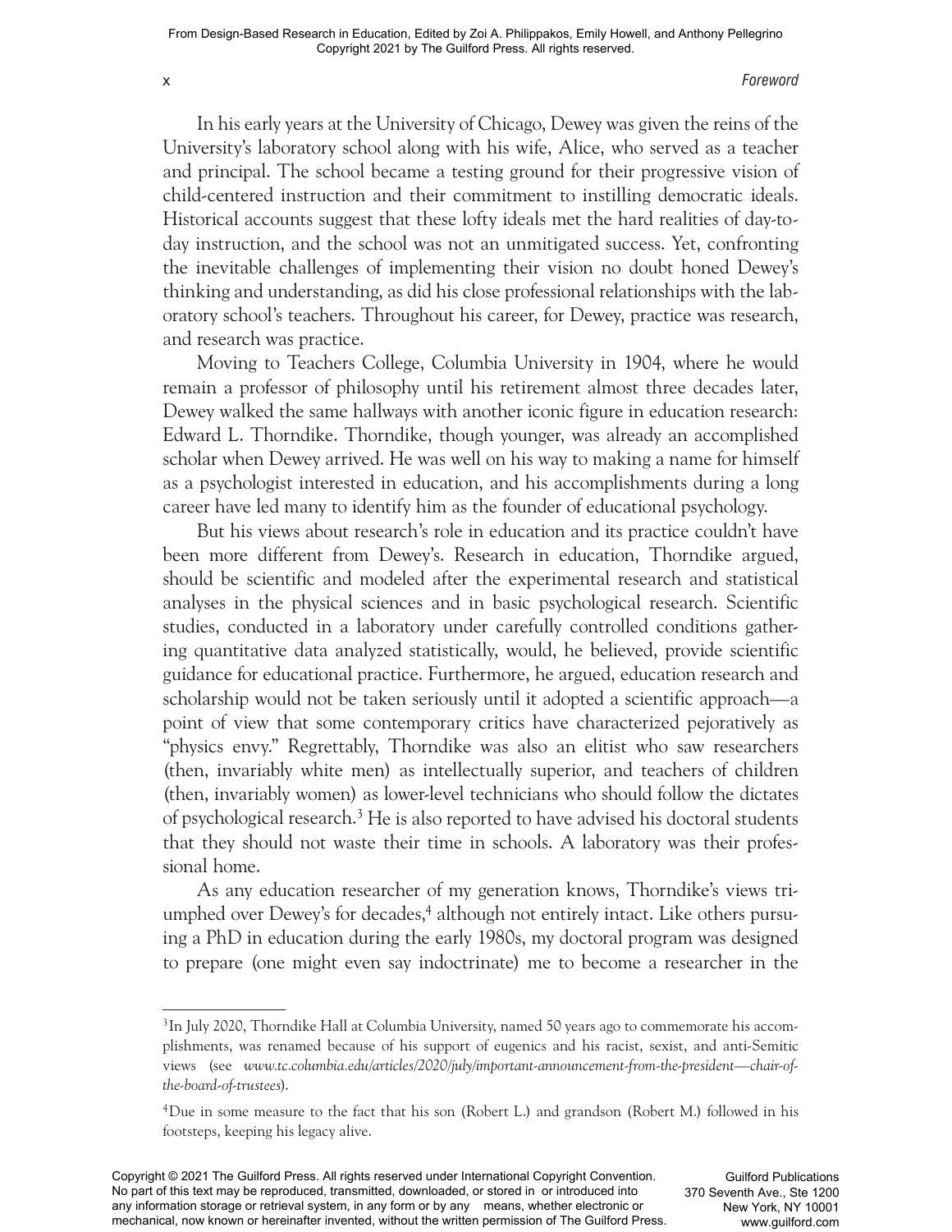In his early years at the University of Chicago, Dewey was given the reins of the University's laboratory school along with his wife, Alice, who served as a teacher and principal. The school became a testing ground for their progressive vision of child-centered instruction and their commitment to instilling democratic ideals. Historical accounts suggest that these lofty ideals met the hard realities of day-to-day instruction, and the school was not an unmitigated success. Yet, confronting the inevitable challenges of implementing their vision no doubt honed Dewey's thinking and understanding, as did his close professional relationships with the laboratory school's teachers. Throughout his career, for Dewey, practice was research, and research was practice.

Moving to Teachers College, Columbia University in 1904, where he would remain a professor of philosophy until his retirement almost three decades later, Dewey walked the same hallways with another iconic figure in education research: Edward L. Thorndike. Thorndike, though younger, was already an accomplished scholar when Dewey arrived. He was well on his way to making a name for himself as a psychologist interested in education, and his accomplishments during a long career have led many to identify him as the founder of educational psychology.

But his views about research's role in education and its practice couldn't have been more different from Dewey's. Research in education, Thorndike argued, should be scientific and modeled after the experimental research and statistical analyses in the physical sciences and in basic psychological research. Scientific studies, conducted in a laboratory under carefully controlled conditions gathering quantitative data analyzed statistically, would, he believed, provide scientific guidance for educational practice. Furthermore, he argued, education research and scholarship would not be taken seriously until it adopted a scientific approach—a point of view that some contemporary critics have characterized pejoratively as "physics envy." Regrettably, Thorndike was also an elitist who saw researchers (then, invariably white men) as intellectually superior, and teachers of children (then, invariably women) as lower-level technicians who should follow the dictates of psychological research.[3] He is also reported to have advised his doctoral students that they should not waste their time in schools. A laboratory was their professional home.

As any education researcher of my generation knows, Thorndike's views triumphed over Dewey's for decades,[4] although not entirely intact. Like others pursuing a PhD in education during the early 1980s, my doctoral program was designed to prepare (one might even say indoctrinate) me to become a researcher in the

---

[3] In July 2020, Thorndike Hall at Columbia University, named 50 years ago to commemorate his accomplishments, was renamed because of his support of eugenics and his racist, sexist, and anti-Semitic views (see *www.tc.columbia.edu/articles/2020/july/important-announcement-from-the-president—chair-of-the-board-of-trustees*).

[4] Due in some measure to the fact that his son (Robert L.) and grandson (Robert M.) followed in his footsteps, keeping his legacy alive.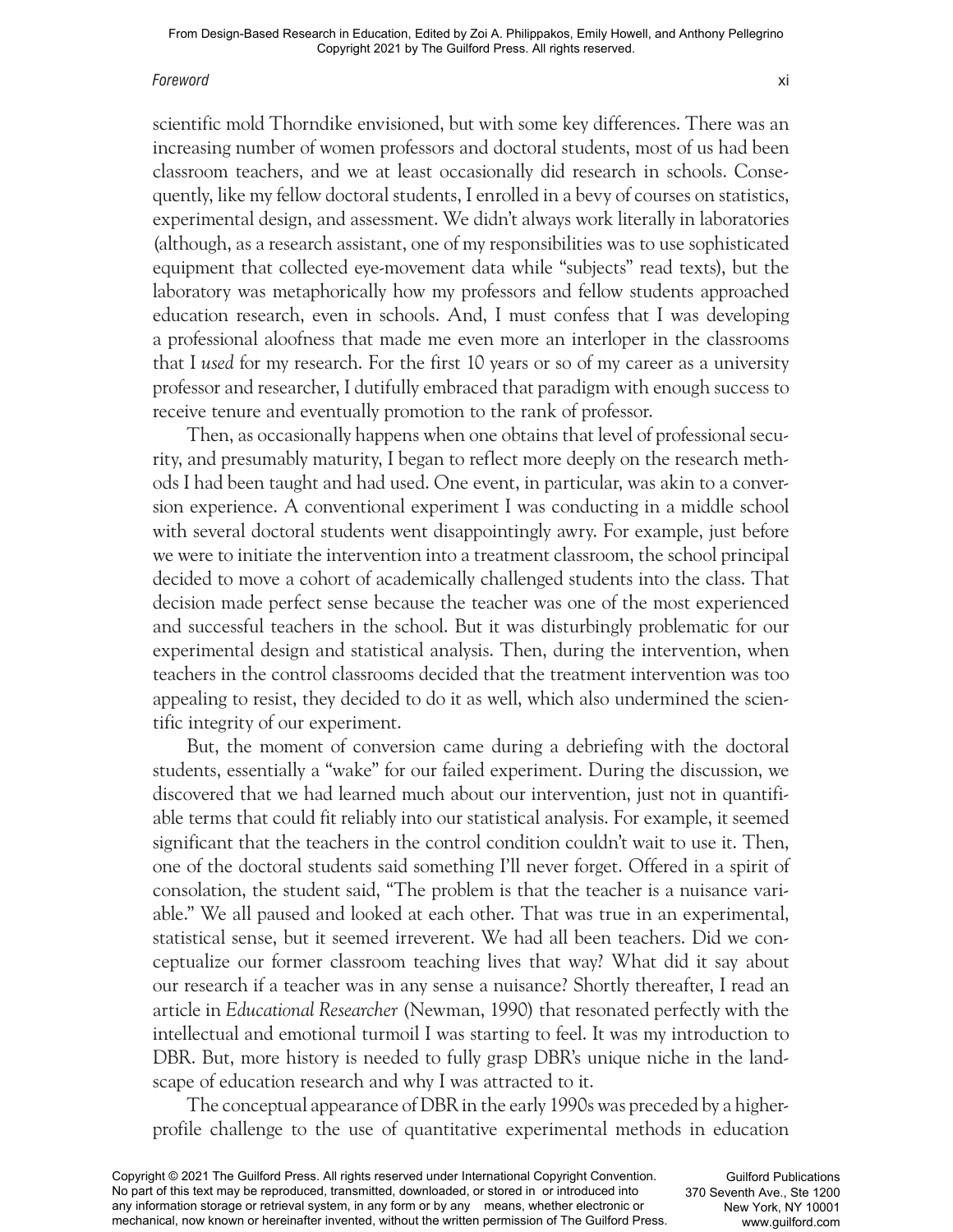scientific mold Thorndike envisioned, but with some key differences. There was an increasing number of women professors and doctoral students, most of us had been classroom teachers, and we at least occasionally did research in schools. Consequently, like my fellow doctoral students, I enrolled in a bevy of courses on statistics, experimental design, and assessment. We didn't always work literally in laboratories (although, as a research assistant, one of my responsibilities was to use sophisticated equipment that collected eye-movement data while "subjects" read texts), but the laboratory was metaphorically how my professors and fellow students approached education research, even in schools. And, I must confess that I was developing a professional aloofness that made me even more an interloper in the classrooms that I *used* for my research. For the first 10 years or so of my career as a university professor and researcher, I dutifully embraced that paradigm with enough success to receive tenure and eventually promotion to the rank of professor.

Then, as occasionally happens when one obtains that level of professional security, and presumably maturity, I began to reflect more deeply on the research methods I had been taught and had used. One event, in particular, was akin to a conversion experience. A conventional experiment I was conducting in a middle school with several doctoral students went disappointingly awry. For example, just before we were to initiate the intervention into a treatment classroom, the school principal decided to move a cohort of academically challenged students into the class. That decision made perfect sense because the teacher was one of the most experienced and successful teachers in the school. But it was disturbingly problematic for our experimental design and statistical analysis. Then, during the intervention, when teachers in the control classrooms decided that the treatment intervention was too appealing to resist, they decided to do it as well, which also undermined the scientific integrity of our experiment.

But, the moment of conversion came during a debriefing with the doctoral students, essentially a "wake" for our failed experiment. During the discussion, we discovered that we had learned much about our intervention, just not in quantifiable terms that could fit reliably into our statistical analysis. For example, it seemed significant that the teachers in the control condition couldn't wait to use it. Then, one of the doctoral students said something I'll never forget. Offered in a spirit of consolation, the student said, "The problem is that the teacher is a nuisance variable." We all paused and looked at each other. That was true in an experimental, statistical sense, but it seemed irreverent. We had all been teachers. Did we conceptualize our former classroom teaching lives that way? What did it say about our research if a teacher was in any sense a nuisance? Shortly thereafter, I read an article in *Educational Researcher* (Newman, 1990) that resonated perfectly with the intellectual and emotional turmoil I was starting to feel. It was my introduction to DBR. But, more history is needed to fully grasp DBR's unique niche in the landscape of education research and why I was attracted to it.

The conceptual appearance of DBR in the early 1990s was preceded by a higher-profile challenge to the use of quantitative experimental methods in education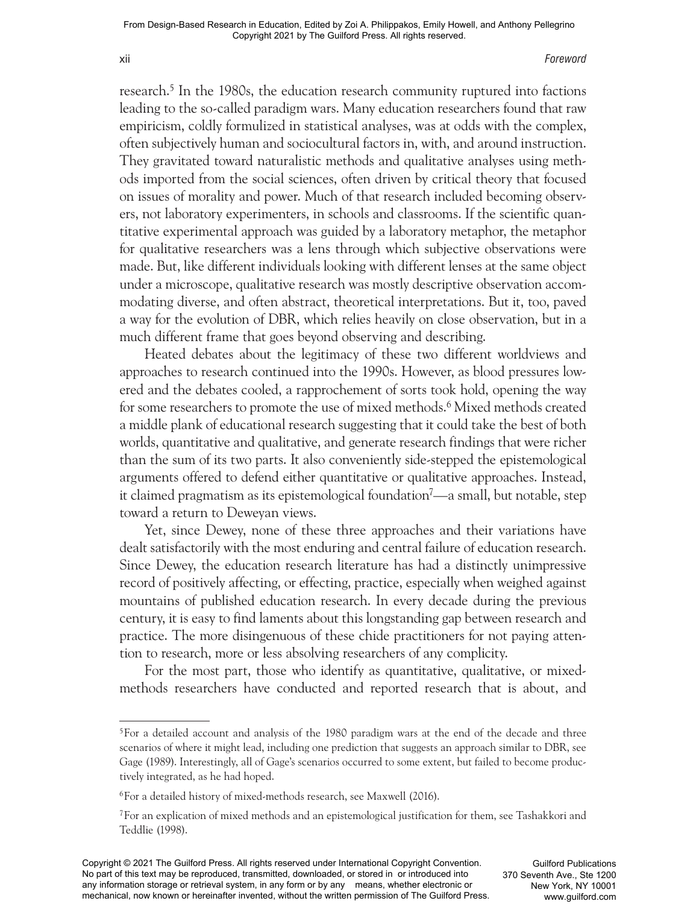research.[5] In the 1980s, the education research community ruptured into factions leading to the so-called paradigm wars. Many education researchers found that raw empiricism, coldly formulized in statistical analyses, was at odds with the complex, often subjectively human and sociocultural factors in, with, and around instruction. They gravitated toward naturalistic methods and qualitative analyses using methods imported from the social sciences, often driven by critical theory that focused on issues of morality and power. Much of that research included becoming observers, not laboratory experimenters, in schools and classrooms. If the scientific quantitative experimental approach was guided by a laboratory metaphor, the metaphor for qualitative researchers was a lens through which subjective observations were made. But, like different individuals looking with different lenses at the same object under a microscope, qualitative research was mostly descriptive observation accommodating diverse, and often abstract, theoretical interpretations. But it, too, paved a way for the evolution of DBR, which relies heavily on close observation, but in a much different frame that goes beyond observing and describing.

Heated debates about the legitimacy of these two different worldviews and approaches to research continued into the 1990s. However, as blood pressures lowered and the debates cooled, a rapprochement of sorts took hold, opening the way for some researchers to promote the use of mixed methods.[6] Mixed methods created a middle plank of educational research suggesting that it could take the best of both worlds, quantitative and qualitative, and generate research findings that were richer than the sum of its two parts. It also conveniently side-stepped the epistemological arguments offered to defend either quantitative or qualitative approaches. Instead, it claimed pragmatism as its epistemological foundation[7]—a small, but notable, step toward a return to Deweyan views.

Yet, since Dewey, none of these three approaches and their variations have dealt satisfactorily with the most enduring and central failure of education research. Since Dewey, the education research literature has had a distinctly unimpressive record of positively affecting, or effecting, practice, especially when weighed against mountains of published education research. In every decade during the previous century, it is easy to find laments about this longstanding gap between research and practice. The more disingenuous of these chide practitioners for not paying attention to research, more or less absolving researchers of any complicity.

For the most part, those who identify as quantitative, qualitative, or mixed-methods researchers have conducted and reported research that is about, and

---

[5] For a detailed account and analysis of the 1980 paradigm wars at the end of the decade and three scenarios of where it might lead, including one prediction that suggests an approach similar to DBR, see Gage (1989). Interestingly, all of Gage's scenarios occurred to some extent, but failed to become productively integrated, as he had hoped.

[6] For a detailed history of mixed-methods research, see Maxwell (2016).

[7] For an explication of mixed methods and an epistemological justification for them, see Tashakkori and Teddlie (1998).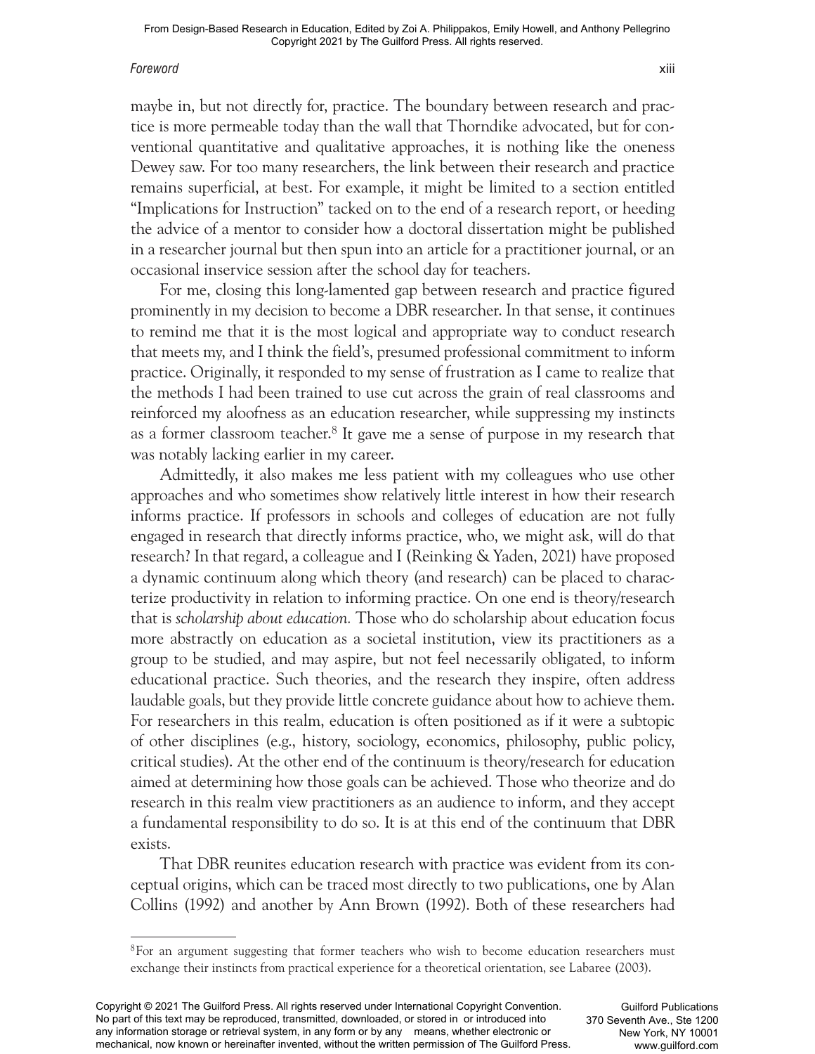maybe in, but not directly for, practice. The boundary between research and practice is more permeable today than the wall that Thorndike advocated, but for conventional quantitative and qualitative approaches, it is nothing like the oneness Dewey saw. For too many researchers, the link between their research and practice remains superficial, at best. For example, it might be limited to a section entitled "Implications for Instruction" tacked on to the end of a research report, or heeding the advice of a mentor to consider how a doctoral dissertation might be published in a researcher journal but then spun into an article for a practitioner journal, or an occasional inservice session after the school day for teachers.

For me, closing this long-lamented gap between research and practice figured prominently in my decision to become a DBR researcher. In that sense, it continues to remind me that it is the most logical and appropriate way to conduct research that meets my, and I think the field's, presumed professional commitment to inform practice. Originally, it responded to my sense of frustration as I came to realize that the methods I had been trained to use cut across the grain of real classrooms and reinforced my aloofness as an education researcher, while suppressing my instincts as a former classroom teacher.[8] It gave me a sense of purpose in my research that was notably lacking earlier in my career.

Admittedly, it also makes me less patient with my colleagues who use other approaches and who sometimes show relatively little interest in how their research informs practice. If professors in schools and colleges of education are not fully engaged in research that directly informs practice, who, we might ask, will do that research? In that regard, a colleague and I (Reinking & Yaden, 2021) have proposed a dynamic continuum along which theory (and research) can be placed to characterize productivity in relation to informing practice. On one end is theory/research that is *scholarship about education.* Those who do scholarship about education focus more abstractly on education as a societal institution, view its practitioners as a group to be studied, and may aspire, but not feel necessarily obligated, to inform educational practice. Such theories, and the research they inspire, often address laudable goals, but they provide little concrete guidance about how to achieve them. For researchers in this realm, education is often positioned as if it were a subtopic of other disciplines (e.g., history, sociology, economics, philosophy, public policy, critical studies). At the other end of the continuum is theory/research for education aimed at determining how those goals can be achieved. Those who theorize and do research in this realm view practitioners as an audience to inform, and they accept a fundamental responsibility to do so. It is at this end of the continuum that DBR exists.

That DBR reunites education research with practice was evident from its conceptual origins, which can be traced most directly to two publications, one by Alan Collins (1992) and another by Ann Brown (1992). Both of these researchers had

---

[8]For an argument suggesting that former teachers who wish to become education researchers must exchange their instincts from practical experience for a theoretical orientation, see Labaree (2003).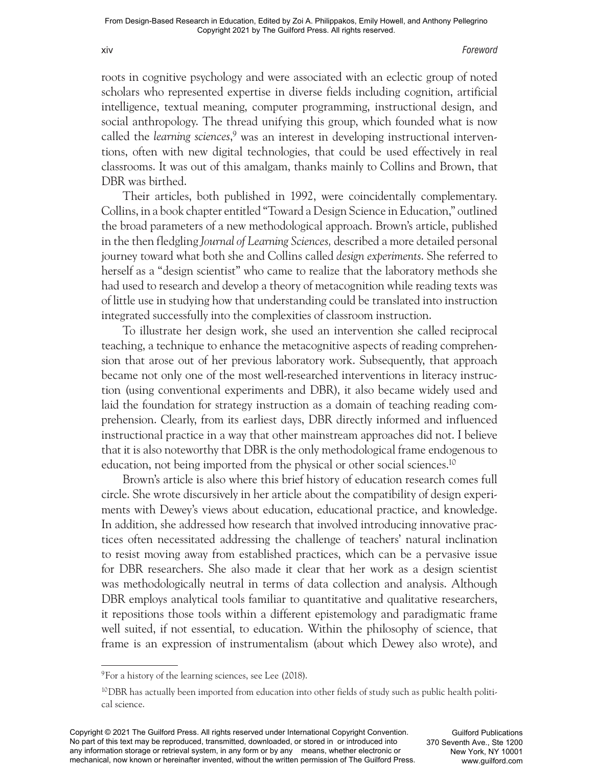roots in cognitive psychology and were associated with an eclectic group of noted scholars who represented expertise in diverse fields including cognition, artificial intelligence, textual meaning, computer programming, instructional design, and social anthropology. The thread unifying this group, which founded what is now called the *learning sciences*,[9] was an interest in developing instructional interventions, often with new digital technologies, that could be used effectively in real classrooms. It was out of this amalgam, thanks mainly to Collins and Brown, that DBR was birthed.

Their articles, both published in 1992, were coincidentally complementary. Collins, in a book chapter entitled "Toward a Design Science in Education," outlined the broad parameters of a new methodological approach. Brown's article, published in the then fledgling *Journal of Learning Sciences,* described a more detailed personal journey toward what both she and Collins called *design experiments*. She referred to herself as a "design scientist" who came to realize that the laboratory methods she had used to research and develop a theory of metacognition while reading texts was of little use in studying how that understanding could be translated into instruction integrated successfully into the complexities of classroom instruction.

To illustrate her design work, she used an intervention she called reciprocal teaching, a technique to enhance the metacognitive aspects of reading comprehension that arose out of her previous laboratory work. Subsequently, that approach became not only one of the most well-researched interventions in literacy instruction (using conventional experiments and DBR), it also became widely used and laid the foundation for strategy instruction as a domain of teaching reading comprehension. Clearly, from its earliest days, DBR directly informed and influenced instructional practice in a way that other mainstream approaches did not. I believe that it is also noteworthy that DBR is the only methodological frame endogenous to education, not being imported from the physical or other social sciences.[10]

Brown's article is also where this brief history of education research comes full circle. She wrote discursively in her article about the compatibility of design experiments with Dewey's views about education, educational practice, and knowledge. In addition, she addressed how research that involved introducing innovative practices often necessitated addressing the challenge of teachers' natural inclination to resist moving away from established practices, which can be a pervasive issue for DBR researchers. She also made it clear that her work as a design scientist was methodologically neutral in terms of data collection and analysis. Although DBR employs analytical tools familiar to quantitative and qualitative researchers, it repositions those tools within a different epistemology and paradigmatic frame well suited, if not essential, to education. Within the philosophy of science, that frame is an expression of instrumentalism (about which Dewey also wrote), and

---

[9] For a history of the learning sciences, see Lee (2018).

[10] DBR has actually been imported from education into other fields of study such as public health political science.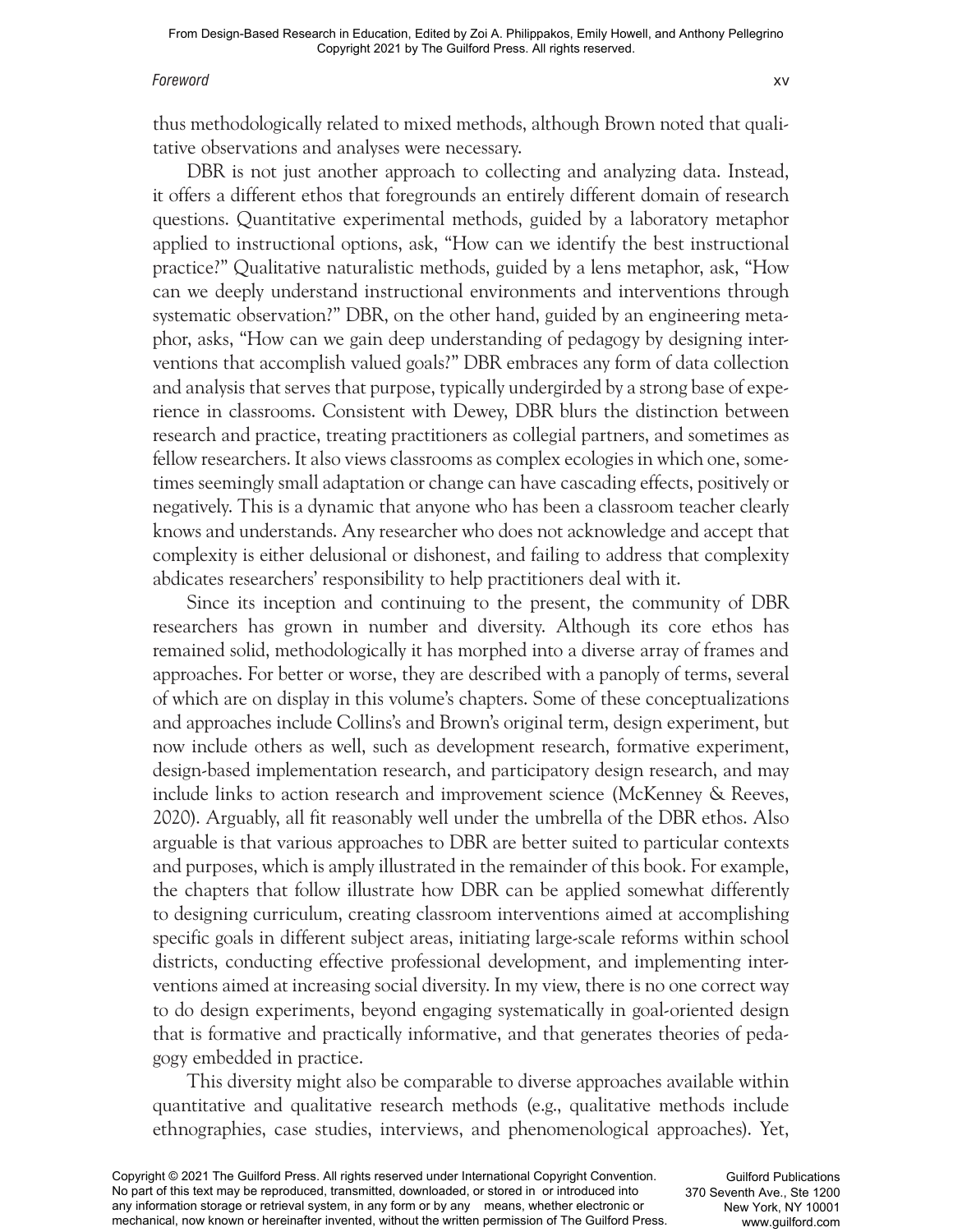thus methodologically related to mixed methods, although Brown noted that qualitative observations and analyses were necessary.

DBR is not just another approach to collecting and analyzing data. Instead, it offers a different ethos that foregrounds an entirely different domain of research questions. Quantitative experimental methods, guided by a laboratory metaphor applied to instructional options, ask, "How can we identify the best instructional practice?" Qualitative naturalistic methods, guided by a lens metaphor, ask, "How can we deeply understand instructional environments and interventions through systematic observation?" DBR, on the other hand, guided by an engineering metaphor, asks, "How can we gain deep understanding of pedagogy by designing interventions that accomplish valued goals?" DBR embraces any form of data collection and analysis that serves that purpose, typically undergirded by a strong base of experience in classrooms. Consistent with Dewey, DBR blurs the distinction between research and practice, treating practitioners as collegial partners, and sometimes as fellow researchers. It also views classrooms as complex ecologies in which one, sometimes seemingly small adaptation or change can have cascading effects, positively or negatively. This is a dynamic that anyone who has been a classroom teacher clearly knows and understands. Any researcher who does not acknowledge and accept that complexity is either delusional or dishonest, and failing to address that complexity abdicates researchers' responsibility to help practitioners deal with it.

Since its inception and continuing to the present, the community of DBR researchers has grown in number and diversity. Although its core ethos has remained solid, methodologically it has morphed into a diverse array of frames and approaches. For better or worse, they are described with a panoply of terms, several of which are on display in this volume's chapters. Some of these conceptualizations and approaches include Collins's and Brown's original term, design experiment, but now include others as well, such as development research, formative experiment, design-based implementation research, and participatory design research, and may include links to action research and improvement science (McKenney & Reeves, 2020). Arguably, all fit reasonably well under the umbrella of the DBR ethos. Also arguable is that various approaches to DBR are better suited to particular contexts and purposes, which is amply illustrated in the remainder of this book. For example, the chapters that follow illustrate how DBR can be applied somewhat differently to designing curriculum, creating classroom interventions aimed at accomplishing specific goals in different subject areas, initiating large-scale reforms within school districts, conducting effective professional development, and implementing interventions aimed at increasing social diversity. In my view, there is no one correct way to do design experiments, beyond engaging systematically in goal-oriented design that is formative and practically informative, and that generates theories of pedagogy embedded in practice.

This diversity might also be comparable to diverse approaches available within quantitative and qualitative research methods (e.g., qualitative methods include ethnographies, case studies, interviews, and phenomenological approaches). Yet,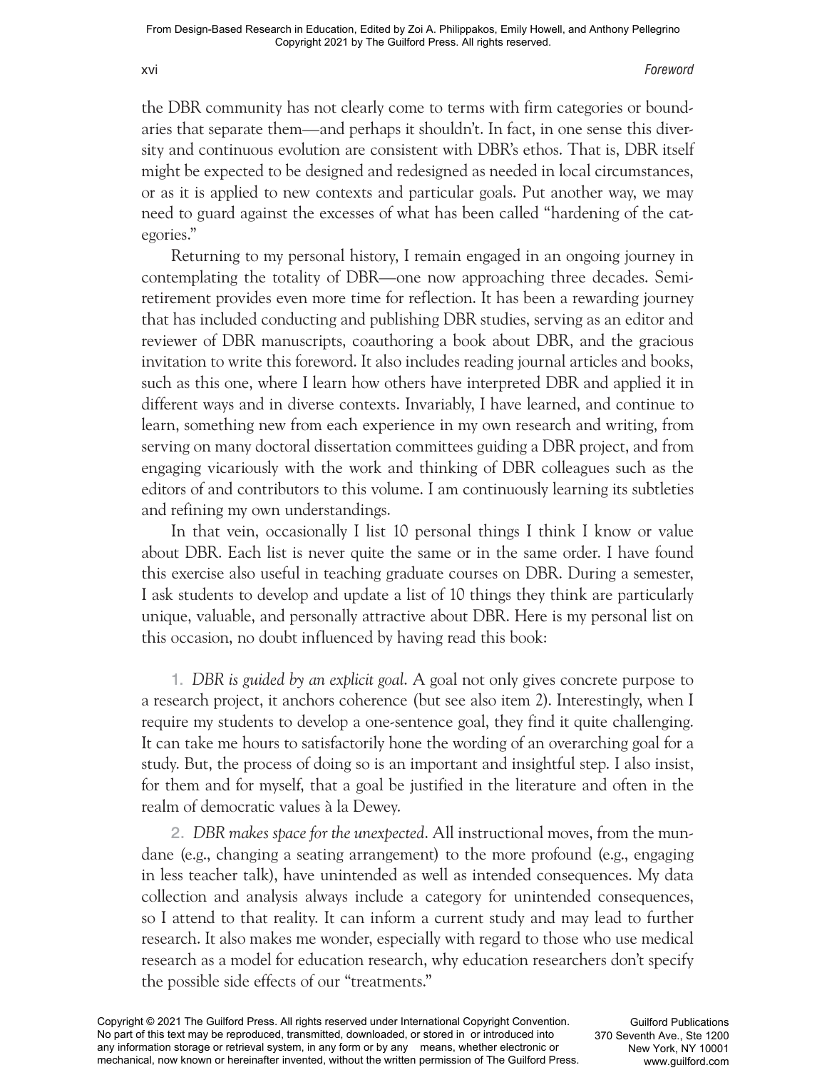the DBR community has not clearly come to terms with firm categories or boundaries that separate them—and perhaps it shouldn't. In fact, in one sense this diversity and continuous evolution are consistent with DBR's ethos. That is, DBR itself might be expected to be designed and redesigned as needed in local circumstances, or as it is applied to new contexts and particular goals. Put another way, we may need to guard against the excesses of what has been called "hardening of the categories."

Returning to my personal history, I remain engaged in an ongoing journey in contemplating the totality of DBR—one now approaching three decades. Semiretirement provides even more time for reflection. It has been a rewarding journey that has included conducting and publishing DBR studies, serving as an editor and reviewer of DBR manuscripts, coauthoring a book about DBR, and the gracious invitation to write this foreword. It also includes reading journal articles and books, such as this one, where I learn how others have interpreted DBR and applied it in different ways and in diverse contexts. Invariably, I have learned, and continue to learn, something new from each experience in my own research and writing, from serving on many doctoral dissertation committees guiding a DBR project, and from engaging vicariously with the work and thinking of DBR colleagues such as the editors of and contributors to this volume. I am continuously learning its subtleties and refining my own understandings.

In that vein, occasionally I list 10 personal things I think I know or value about DBR. Each list is never quite the same or in the same order. I have found this exercise also useful in teaching graduate courses on DBR. During a semester, I ask students to develop and update a list of 10 things they think are particularly unique, valuable, and personally attractive about DBR. Here is my personal list on this occasion, no doubt influenced by having read this book:

1. *DBR is guided by an explicit goal.* A goal not only gives concrete purpose to a research project, it anchors coherence (but see also item 2). Interestingly, when I require my students to develop a one-sentence goal, they find it quite challenging. It can take me hours to satisfactorily hone the wording of an overarching goal for a study. But, the process of doing so is an important and insightful step. I also insist, for them and for myself, that a goal be justified in the literature and often in the realm of democratic values à la Dewey.

2. *DBR makes space for the unexpected.* All instructional moves, from the mundane (e.g., changing a seating arrangement) to the more profound (e.g., engaging in less teacher talk), have unintended as well as intended consequences. My data collection and analysis always include a category for unintended consequences, so I attend to that reality. It can inform a current study and may lead to further research. It also makes me wonder, especially with regard to those who use medical research as a model for education research, why education researchers don't specify the possible side effects of our "treatments."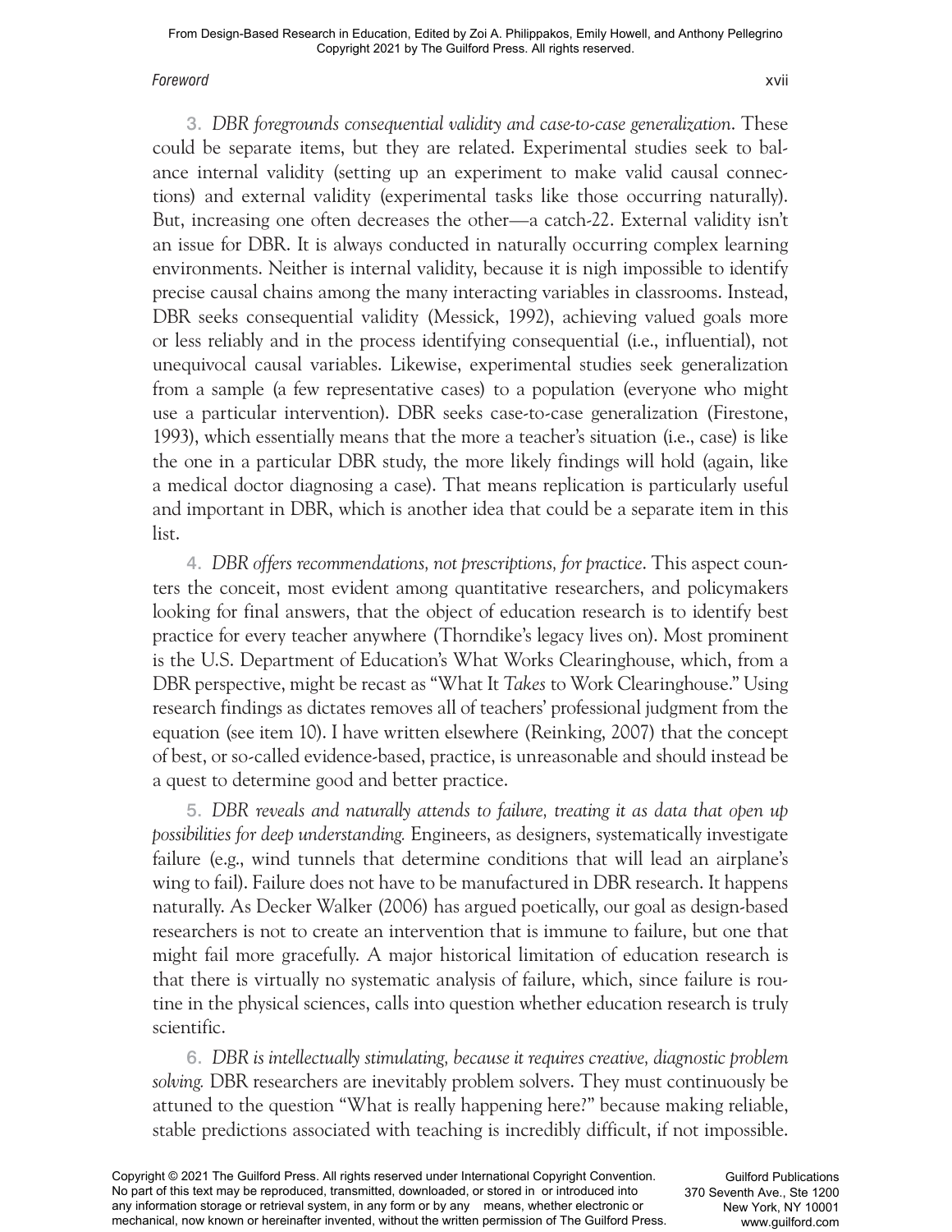3. *DBR foregrounds consequential validity and case-to-case generalization*. These could be separate items, but they are related. Experimental studies seek to balance internal validity (setting up an experiment to make valid causal connections) and external validity (experimental tasks like those occurring naturally). But, increasing one often decreases the other—a catch-22. External validity isn't an issue for DBR. It is always conducted in naturally occurring complex learning environments. Neither is internal validity, because it is nigh impossible to identify precise causal chains among the many interacting variables in classrooms. Instead, DBR seeks consequential validity (Messick, 1992), achieving valued goals more or less reliably and in the process identifying consequential (i.e., influential), not unequivocal causal variables. Likewise, experimental studies seek generalization from a sample (a few representative cases) to a population (everyone who might use a particular intervention). DBR seeks case-to-case generalization (Firestone, 1993), which essentially means that the more a teacher's situation (i.e., case) is like the one in a particular DBR study, the more likely findings will hold (again, like a medical doctor diagnosing a case). That means replication is particularly useful and important in DBR, which is another idea that could be a separate item in this list.

4. *DBR offers recommendations, not prescriptions, for practice*. This aspect counters the conceit, most evident among quantitative researchers, and policymakers looking for final answers, that the object of education research is to identify best practice for every teacher anywhere (Thorndike's legacy lives on). Most prominent is the U.S. Department of Education's What Works Clearinghouse, which, from a DBR perspective, might be recast as "What It *Takes* to Work Clearinghouse." Using research findings as dictates removes all of teachers' professional judgment from the equation (see item 10). I have written elsewhere (Reinking, 2007) that the concept of best, or so-called evidence-based, practice, is unreasonable and should instead be a quest to determine good and better practice.

5. *DBR reveals and naturally attends to failure, treating it as data that open up possibilities for deep understanding.* Engineers, as designers, systematically investigate failure (e.g., wind tunnels that determine conditions that will lead an airplane's wing to fail). Failure does not have to be manufactured in DBR research. It happens naturally. As Decker Walker (2006) has argued poetically, our goal as design-based researchers is not to create an intervention that is immune to failure, but one that might fail more gracefully. A major historical limitation of education research is that there is virtually no systematic analysis of failure, which, since failure is routine in the physical sciences, calls into question whether education research is truly scientific.

6. *DBR is intellectually stimulating, because it requires creative, diagnostic problem solving.* DBR researchers are inevitably problem solvers. They must continuously be attuned to the question "What is really happening here?" because making reliable, stable predictions associated with teaching is incredibly difficult, if not impossible.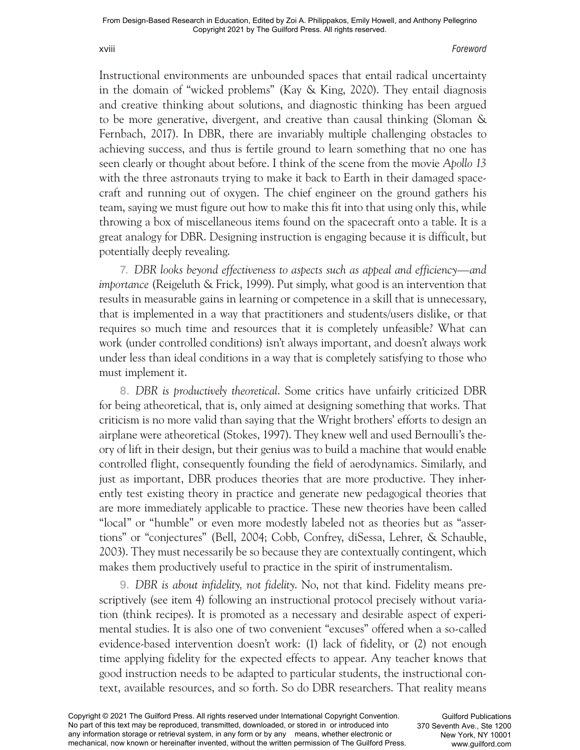Instructional environments are unbounded spaces that entail radical uncertainty in the domain of "wicked problems" (Kay & King, 2020). They entail diagnosis and creative thinking about solutions, and diagnostic thinking has been argued to be more generative, divergent, and creative than causal thinking (Sloman & Fernbach, 2017). In DBR, there are invariably multiple challenging obstacles to achieving success, and thus is fertile ground to learn something that no one has seen clearly or thought about before. I think of the scene from the movie *Apollo 13* with the three astronauts trying to make it back to Earth in their damaged spacecraft and running out of oxygen. The chief engineer on the ground gathers his team, saying we must figure out how to make this fit into that using only this, while throwing a box of miscellaneous items found on the spacecraft onto a table. It is a great analogy for DBR. Designing instruction is engaging because it is difficult, but potentially deeply revealing.

7. *DBR looks beyond effectiveness to aspects such as appeal and efficiency—and importance* (Reigeluth & Frick, 1999). Put simply, what good is an intervention that results in measurable gains in learning or competence in a skill that is unnecessary, that is implemented in a way that practitioners and students/users dislike, or that requires so much time and resources that it is completely unfeasible? What can work (under controlled conditions) isn't always important, and doesn't always work under less than ideal conditions in a way that is completely satisfying to those who must implement it.

8. *DBR is productively theoretical.* Some critics have unfairly criticized DBR for being atheoretical, that is, only aimed at designing something that works. That criticism is no more valid than saying that the Wright brothers' efforts to design an airplane were atheoretical (Stokes, 1997). They knew well and used Bernoulli's theory of lift in their design, but their genius was to build a machine that would enable controlled flight, consequently founding the field of aerodynamics. Similarly, and just as important, DBR produces theories that are more productive. They inherently test existing theory in practice and generate new pedagogical theories that are more immediately applicable to practice. These new theories have been called "local" or "humble" or even more modestly labeled not as theories but as "assertions" or "conjectures" (Bell, 2004; Cobb, Confrey, diSessa, Lehrer, & Schauble, 2003). They must necessarily be so because they are contextually contingent, which makes them productively useful to practice in the spirit of instrumentalism.

9. *DBR is about infidelity, not fidelity.* No, not that kind. Fidelity means prescriptively (see item 4) following an instructional protocol precisely without variation (think recipes). It is promoted as a necessary and desirable aspect of experimental studies. It is also one of two convenient "excuses" offered when a so-called evidence-based intervention doesn't work: (1) lack of fidelity, or (2) not enough time applying fidelity for the expected effects to appear. Any teacher knows that good instruction needs to be adapted to particular students, the instructional context, available resources, and so forth. So do DBR researchers. That reality means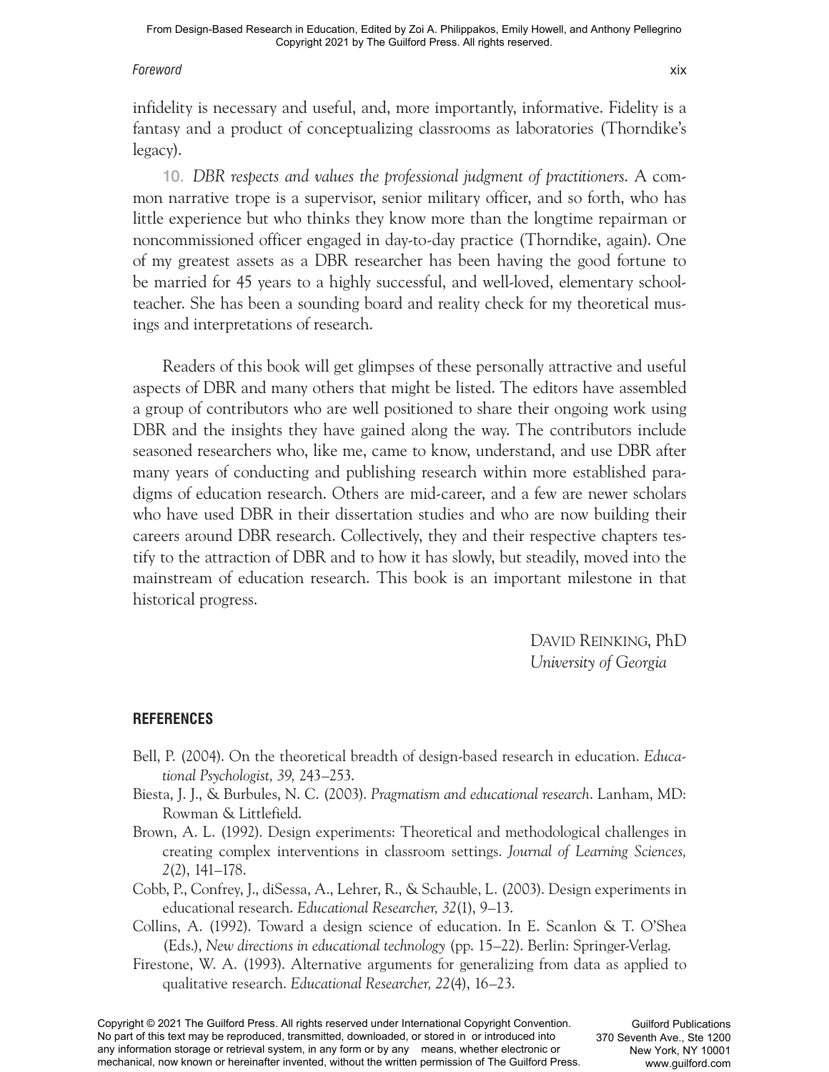infidelity is necessary and useful, and, more importantly, informative. Fidelity is a fantasy and a product of conceptualizing classrooms as laboratories (Thorndike's legacy).

10. *DBR respects and values the professional judgment of practitioners.* A common narrative trope is a supervisor, senior military officer, and so forth, who has little experience but who thinks they know more than the longtime repairman or noncommissioned officer engaged in day-to-day practice (Thorndike, again). One of my greatest assets as a DBR researcher has been having the good fortune to be married for 45 years to a highly successful, and well-loved, elementary schoolteacher. She has been a sounding board and reality check for my theoretical musings and interpretations of research.

Readers of this book will get glimpses of these personally attractive and useful aspects of DBR and many others that might be listed. The editors have assembled a group of contributors who are well positioned to share their ongoing work using DBR and the insights they have gained along the way. The contributors include seasoned researchers who, like me, came to know, understand, and use DBR after many years of conducting and publishing research within more established paradigms of education research. Others are mid-career, and a few are newer scholars who have used DBR in their dissertation studies and who are now building their careers around DBR research. Collectively, they and their respective chapters testify to the attraction of DBR and to how it has slowly, but steadily, moved into the mainstream of education research. This book is an important milestone in that historical progress.

DAVID REINKING, PhD
*University of Georgia*

## REFERENCES

Bell, P. (2004). On the theoretical breadth of design-based research in education. *Educational Psychologist, 39,* 243–253.

Biesta, J. J., & Burbules, N. C. (2003). *Pragmatism and educational research*. Lanham, MD: Rowman & Littlefield.

Brown, A. L. (1992). Design experiments: Theoretical and methodological challenges in creating complex interventions in classroom settings. *Journal of Learning Sciences, 2*(2), 141–178.

Cobb, P., Confrey, J., diSessa, A., Lehrer, R., & Schauble, L. (2003). Design experiments in educational research. *Educational Researcher, 32*(1), 9–13.

Collins, A. (1992). Toward a design science of education. In E. Scanlon & T. O'Shea (Eds.), *New directions in educational technology* (pp. 15–22). Berlin: Springer-Verlag.

Firestone, W. A. (1993). Alternative arguments for generalizing from data as applied to qualitative research. *Educational Researcher, 22*(4), 16–23.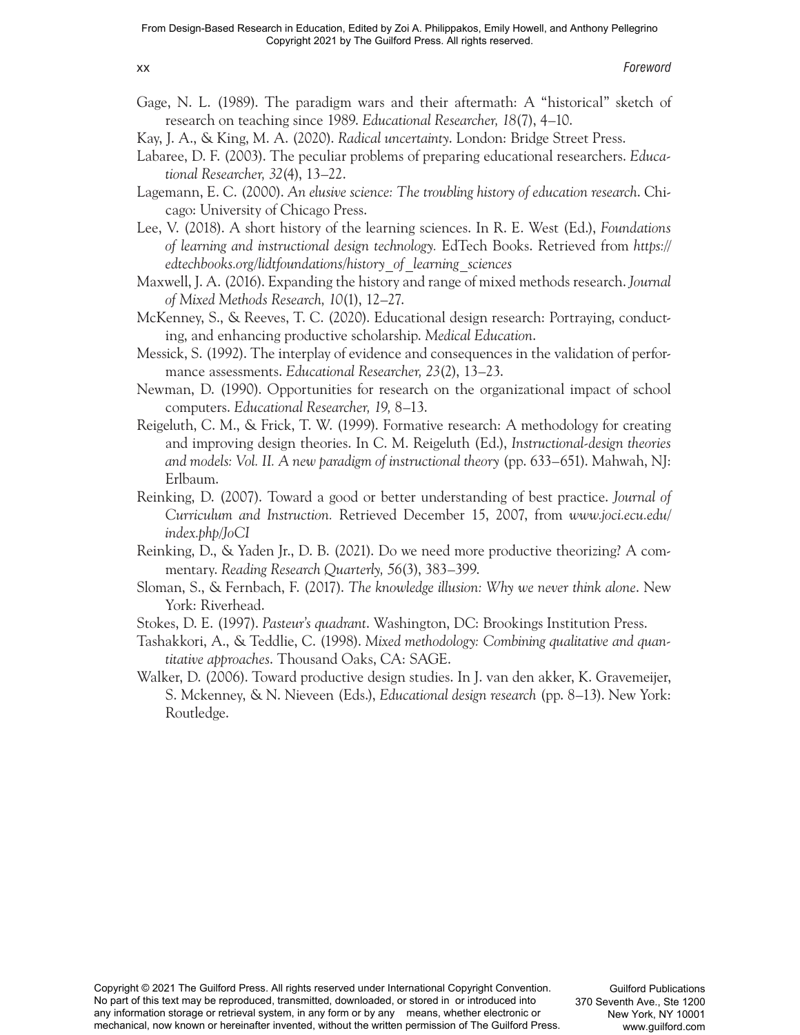Gage, N. L. (1989). The paradigm wars and their aftermath: A "historical" sketch of research on teaching since 1989. *Educational Researcher, 18*(7), 4–10.

Kay, J. A., & King, M. A. (2020). *Radical uncertainty*. London: Bridge Street Press.

Labaree, D. F. (2003). The peculiar problems of preparing educational researchers. *Educational Researcher, 32*(4), 13–22.

Lagemann, E. C. (2000). *An elusive science: The troubling history of education research*. Chicago: University of Chicago Press.

Lee, V. (2018). A short history of the learning sciences. In R. E. West (Ed.), *Foundations of learning and instructional design technology.* EdTech Books. Retrieved from *https://edtechbooks.org/lidtfoundations/history_of_learning_sciences*

Maxwell, J. A. (2016). Expanding the history and range of mixed methods research. *Journal of Mixed Methods Research, 10*(1), 12–27.

McKenney, S., & Reeves, T. C. (2020). Educational design research: Portraying, conducting, and enhancing productive scholarship. *Medical Education*.

Messick, S. (1992). The interplay of evidence and consequences in the validation of performance assessments. *Educational Researcher, 23*(2), 13–23.

Newman, D. (1990). Opportunities for research on the organizational impact of school computers. *Educational Researcher, 19,* 8–13.

Reigeluth, C. M., & Frick, T. W. (1999). Formative research: A methodology for creating and improving design theories. In C. M. Reigeluth (Ed.), *Instructional-design theories and models: Vol. II. A new paradigm of instructional theory* (pp. 633–651). Mahwah, NJ: Erlbaum.

Reinking, D. (2007). Toward a good or better understanding of best practice. *Journal of Curriculum and Instruction.* Retrieved December 15, 2007, from *www.joci.ecu.edu/index.php/JoCI*

Reinking, D., & Yaden Jr., D. B. (2021). Do we need more productive theorizing? A commentary. *Reading Research Quarterly, 56*(3), 383–399.

Sloman, S., & Fernbach, F. (2017). *The knowledge illusion: Why we never think alone*. New York: Riverhead.

Stokes, D. E. (1997). *Pasteur's quadrant*. Washington, DC: Brookings Institution Press.

Tashakkori, A., & Teddlie, C. (1998). *Mixed methodology: Combining qualitative and quantitative approaches*. Thousand Oaks, CA: SAGE.

Walker, D. (2006). Toward productive design studies. In J. van den akker, K. Gravemeijer, S. Mckenney, & N. Nieveen (Eds.), *Educational design research* (pp. 8–13). New York: Routledge.